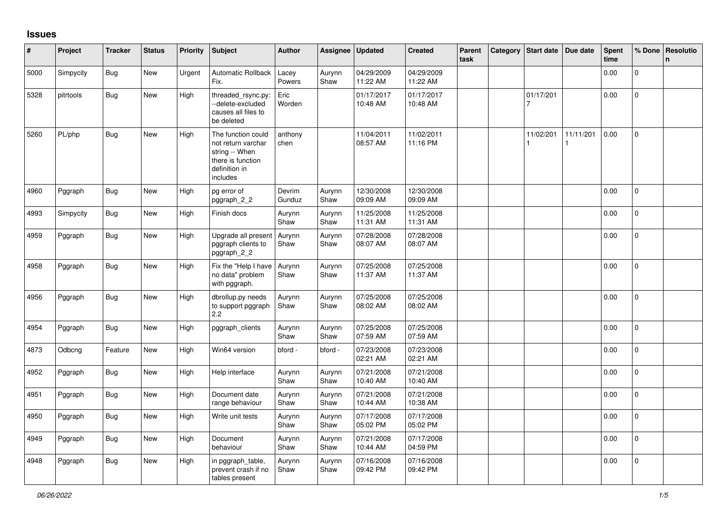# Issues

| # | Project | Tracker | Status | Priority | Subject | Author | Assignee | Updated | Created | Parent task | Category | Start date | Due date | Spent time | % Done | Resolution |
|---|---|---|---|---|---|---|---|---|---|---|---|---|---|---|---|---|
| 5000 | Simpycity | Bug | New | Urgent | Automatic Rollback Fix. | Lacey Powers | Aurynn Shaw | 04/29/2009 11:22 AM | 04/29/2009 11:22 AM | | | | | 0.00 | 0 | |
| 5328 | pitrtools | Bug | New | High | threaded_rsync.py: --delete-excluded causes all files to be deleted | Eric Worden | | 01/17/2017 10:48 AM | 01/17/2017 10:48 AM | | | 01/17/2017 | | 0.00 | 0 | |
| 5260 | PL/php | Bug | New | High | The function could not return varchar string -- When there is function definition in includes | anthony chen | | 11/04/2011 08:57 AM | 11/02/2011 11:16 PM | | | 11/02/2011 | 11/11/2011 | 0.00 | 0 | |
| 4960 | Pggraph | Bug | New | High | pg error of pggraph_2_2 | Devrim Gunduz | Aurynn Shaw | 12/30/2008 09:09 AM | 12/30/2008 09:09 AM | | | | | 0.00 | 0 | |
| 4993 | Simpycity | Bug | New | High | Finish docs | Aurynn Shaw | Aurynn Shaw | 11/25/2008 11:31 AM | 11/25/2008 11:31 AM | | | | | 0.00 | 0 | |
| 4959 | Pggraph | Bug | New | High | Upgrade all present pggraph clients to pggraph_2_2 | Aurynn Shaw | Aurynn Shaw | 07/28/2008 08:07 AM | 07/28/2008 08:07 AM | | | | | 0.00 | 0 | |
| 4958 | Pggraph | Bug | New | High | Fix the "Help I have no data" problem with pggraph. | Aurynn Shaw | Aurynn Shaw | 07/25/2008 11:37 AM | 07/25/2008 11:37 AM | | | | | 0.00 | 0 | |
| 4956 | Pggraph | Bug | New | High | dbrollup.py needs to support pggraph 2.2 | Aurynn Shaw | Aurynn Shaw | 07/25/2008 08:02 AM | 07/25/2008 08:02 AM | | | | | 0.00 | 0 | |
| 4954 | Pggraph | Bug | New | High | pggraph_clients | Aurynn Shaw | Aurynn Shaw | 07/25/2008 07:59 AM | 07/25/2008 07:59 AM | | | | | 0.00 | 0 | |
| 4873 | Odbcng | Feature | New | High | Win64 version | bford - | bford - | 07/23/2008 02:21 AM | 07/23/2008 02:21 AM | | | | | 0.00 | 0 | |
| 4952 | Pggraph | Bug | New | High | Help interface | Aurynn Shaw | Aurynn Shaw | 07/21/2008 10:40 AM | 07/21/2008 10:40 AM | | | | | 0.00 | 0 | |
| 4951 | Pggraph | Bug | New | High | Document date range behaviour | Aurynn Shaw | Aurynn Shaw | 07/21/2008 10:44 AM | 07/21/2008 10:38 AM | | | | | 0.00 | 0 | |
| 4950 | Pggraph | Bug | New | High | Write unit tests | Aurynn Shaw | Aurynn Shaw | 07/17/2008 05:02 PM | 07/17/2008 05:02 PM | | | | | 0.00 | 0 | |
| 4949 | Pggraph | Bug | New | High | Document behaviour | Aurynn Shaw | Aurynn Shaw | 07/21/2008 10:44 AM | 07/17/2008 04:59 PM | | | | | 0.00 | 0 | |
| 4948 | Pggraph | Bug | New | High | in pggraph_table, prevent crash if no tables present | Aurynn Shaw | Aurynn Shaw | 07/16/2008 09:42 PM | 07/16/2008 09:42 PM | | | | | 0.00 | 0 | |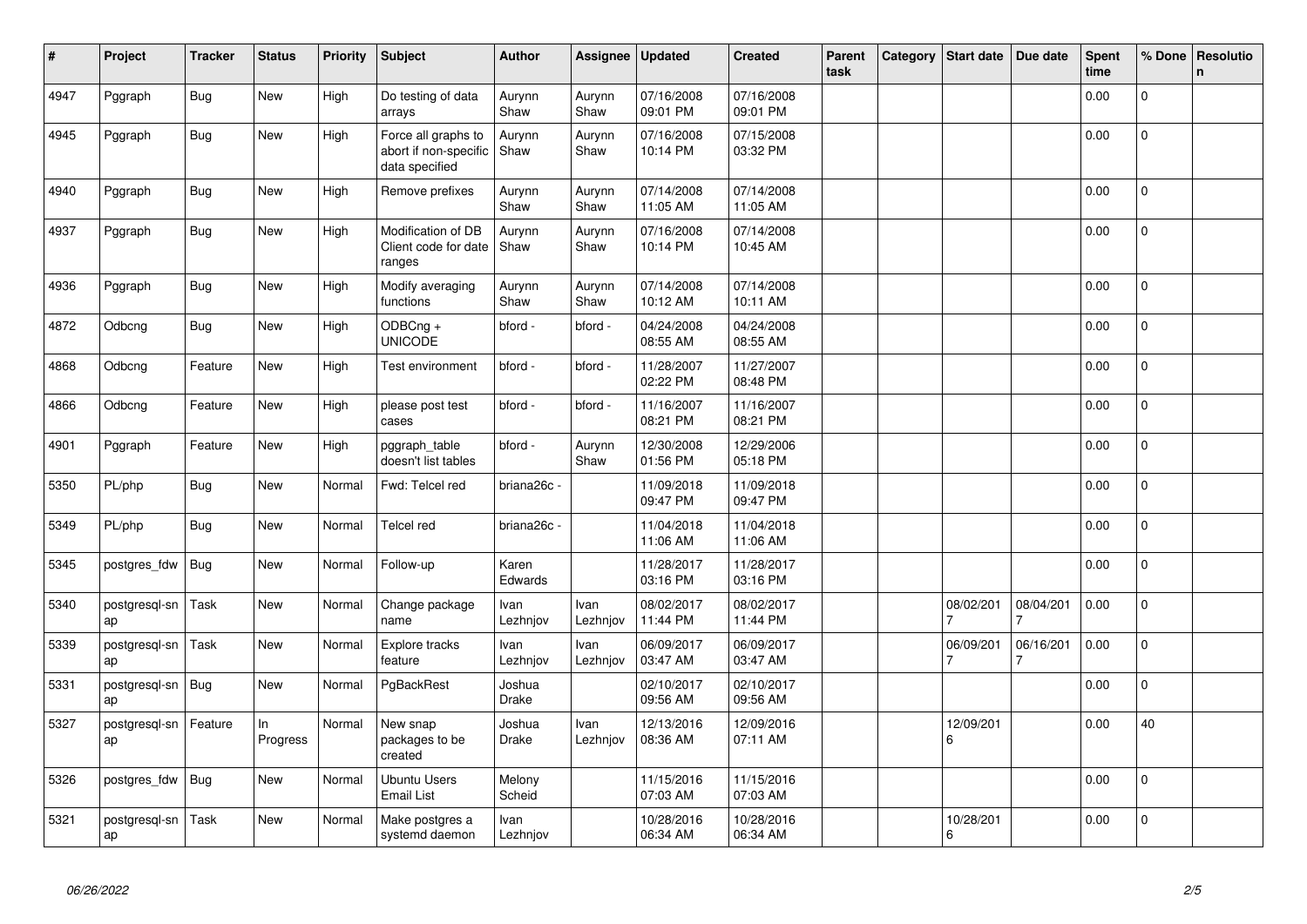| # | Project | Tracker | Status | Priority | Subject | Author | Assignee | Updated | Created | Parent task | Category | Start date | Due date | Spent time | % Done | Resolution |
|---|---|---|---|---|---|---|---|---|---|---|---|---|---|---|---|---|
| 4947 | Pggraph | Bug | New | High | Do testing of data arrays | Aurynn Shaw | Aurynn Shaw | 07/16/2008 09:01 PM | 07/16/2008 09:01 PM | | | | | 0.00 | 0 | |
| 4945 | Pggraph | Bug | New | High | Force all graphs to abort if non-specific data specified | Aurynn Shaw | Aurynn Shaw | 07/16/2008 10:14 PM | 07/15/2008 03:32 PM | | | | | 0.00 | 0 | |
| 4940 | Pggraph | Bug | New | High | Remove prefixes | Aurynn Shaw | Aurynn Shaw | 07/14/2008 11:05 AM | 07/14/2008 11:05 AM | | | | | 0.00 | 0 | |
| 4937 | Pggraph | Bug | New | High | Modification of DB Client code for date ranges | Aurynn Shaw | Aurynn Shaw | 07/16/2008 10:14 PM | 07/14/2008 10:45 AM | | | | | 0.00 | 0 | |
| 4936 | Pggraph | Bug | New | High | Modify averaging functions | Aurynn Shaw | Aurynn Shaw | 07/14/2008 10:12 AM | 07/14/2008 10:11 AM | | | | | 0.00 | 0 | |
| 4872 | Odbcng | Bug | New | High | ODBCng + UNICODE | bford - | bford - | 04/24/2008 08:55 AM | 04/24/2008 08:55 AM | | | | | 0.00 | 0 | |
| 4868 | Odbcng | Feature | New | High | Test environment | bford - | bford - | 11/28/2007 02:22 PM | 11/27/2007 08:48 PM | | | | | 0.00 | 0 | |
| 4866 | Odbcng | Feature | New | High | please post test cases | bford - | bford - | 11/16/2007 08:21 PM | 11/16/2007 08:21 PM | | | | | 0.00 | 0 | |
| 4901 | Pggraph | Feature | New | High | pggraph_table doesn't list tables | bford - | Aurynn Shaw | 12/30/2008 01:56 PM | 12/29/2006 05:18 PM | | | | | 0.00 | 0 | |
| 5350 | PL/php | Bug | New | Normal | Fwd: Telcel red | briana26c - | | 11/09/2018 09:47 PM | 11/09/2018 09:47 PM | | | | | 0.00 | 0 | |
| 5349 | PL/php | Bug | New | Normal | Telcel red | briana26c - | | 11/04/2018 11:06 AM | 11/04/2018 11:06 AM | | | | | 0.00 | 0 | |
| 5345 | postgres_fdw | Bug | New | Normal | Follow-up | Karen Edwards | | 11/28/2017 03:16 PM | 11/28/2017 03:16 PM | | | | | 0.00 | 0 | |
| 5340 | postgresql-snap | Task | New | Normal | Change package name | Ivan Lezhnjov | Ivan Lezhnjov | 08/02/2017 11:44 PM | 08/02/2017 11:44 PM | | | 08/02/2017 | 08/04/2017 | 0.00 | 0 | |
| 5339 | postgresql-snap | Task | New | Normal | Explore tracks feature | Ivan Lezhnjov | Ivan Lezhnjov | 06/09/2017 03:47 AM | 06/09/2017 03:47 AM | | | 06/09/2017 | 06/16/2017 | 0.00 | 0 | |
| 5331 | postgresql-snap | Bug | New | Normal | PgBackRest | Joshua Drake | | 02/10/2017 09:56 AM | 02/10/2017 09:56 AM | | | | | 0.00 | 0 | |
| 5327 | postgresql-snap | Feature | In Progress | Normal | New snap packages to be created | Joshua Drake | Ivan Lezhnjov | 12/13/2016 08:36 AM | 12/09/2016 07:11 AM | | | 12/09/2016 | | 0.00 | 40 | |
| 5326 | postgres_fdw | Bug | New | Normal | Ubuntu Users Email List | Melony Scheid | | 11/15/2016 07:03 AM | 11/15/2016 07:03 AM | | | | | 0.00 | 0 | |
| 5321 | postgresql-snap | Task | New | Normal | Make postgres a systemd daemon | Ivan Lezhnjov | | 10/28/2016 06:34 AM | 10/28/2016 06:34 AM | | | 10/28/2016 | | 0.00 | 0 | |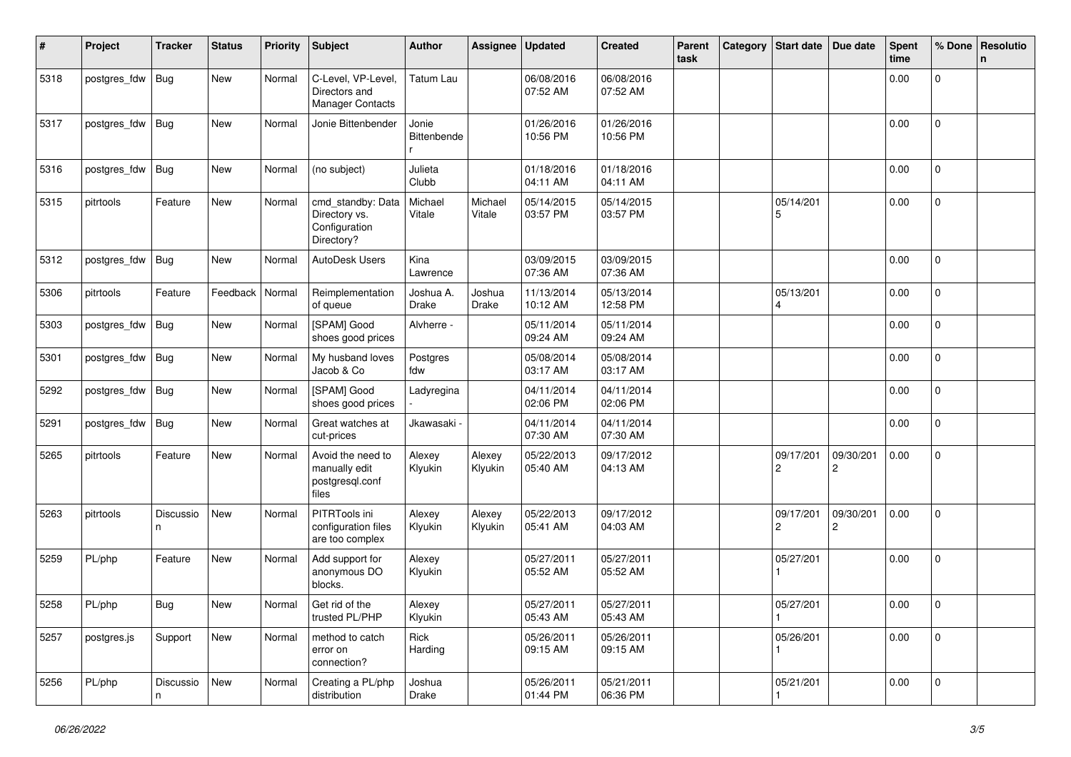| # | Project | Tracker | Status | Priority | Subject | Author | Assignee | Updated | Created | Parent task | Category | Start date | Due date | Spent time | % Done | Resolution |
|---|---|---|---|---|---|---|---|---|---|---|---|---|---|---|---|---|
| 5318 | postgres_fdw | Bug | New | Normal | C-Level, VP-Level, Directors and Manager Contacts | Tatum Lau | | 06/08/2016 07:52 AM | 06/08/2016 07:52 AM | | | | | 0.00 | 0 | |
| 5317 | postgres_fdw | Bug | New | Normal | Jonie Bittenbender | Jonie Bittenbender | | 01/26/2016 10:56 PM | 01/26/2016 10:56 PM | | | | | 0.00 | 0 | |
| 5316 | postgres_fdw | Bug | New | Normal | (no subject) | Julieta Clubb | | 01/18/2016 04:11 AM | 01/18/2016 04:11 AM | | | | | 0.00 | 0 | |
| 5315 | pitrtools | Feature | New | Normal | cmd_standby: Data Directory vs. Configuration Directory? | Michael Vitale | Michael Vitale | 05/14/2015 03:57 PM | 05/14/2015 03:57 PM | | | 05/14/2015 | | 0.00 | 0 | |
| 5312 | postgres_fdw | Bug | New | Normal | AutoDesk Users | Kina Lawrence | | 03/09/2015 07:36 AM | 03/09/2015 07:36 AM | | | | | 0.00 | 0 | |
| 5306 | pitrtools | Feature | Feedback | Normal | Reimplementation of queue | Joshua A. Drake | Joshua Drake | 11/13/2014 10:12 AM | 05/13/2014 12:58 PM | | | 05/13/2014 | | 0.00 | 0 | |
| 5303 | postgres_fdw | Bug | New | Normal | [SPAM] Good shoes good prices | Alvherre - | | 05/11/2014 09:24 AM | 05/11/2014 09:24 AM | | | | | 0.00 | 0 | |
| 5301 | postgres_fdw | Bug | New | Normal | My husband loves Jacob & Co | Postgres fdw | | 05/08/2014 03:17 AM | 05/08/2014 03:17 AM | | | | | 0.00 | 0 | |
| 5292 | postgres_fdw | Bug | New | Normal | [SPAM] Good shoes good prices | Ladyregina - | | 04/11/2014 02:06 PM | 04/11/2014 02:06 PM | | | | | 0.00 | 0 | |
| 5291 | postgres_fdw | Bug | New | Normal | Great watches at cut-prices | Jkawasaki - | | 04/11/2014 07:30 AM | 04/11/2014 07:30 AM | | | | | 0.00 | 0 | |
| 5265 | pitrtools | Feature | New | Normal | Avoid the need to manually edit postgresql.conf files | Alexey Klyukin | Alexey Klyukin | 05/22/2013 05:40 AM | 09/17/2012 04:13 AM | | | 09/17/2012 | 09/30/2012 | 0.00 | 0 | |
| 5263 | pitrtools | Discussion | New | Normal | PITRTools ini configuration files are too complex | Alexey Klyukin | Alexey Klyukin | 05/22/2013 05:41 AM | 09/17/2012 04:03 AM | | | 09/17/2012 | 09/30/2012 | 0.00 | 0 | |
| 5259 | PL/php | Feature | New | Normal | Add support for anonymous DO blocks. | Alexey Klyukin | | 05/27/2011 05:52 AM | 05/27/2011 05:52 AM | | | 05/27/2011 | | 0.00 | 0 | |
| 5258 | PL/php | Bug | New | Normal | Get rid of the trusted PL/PHP | Alexey Klyukin | | 05/27/2011 05:43 AM | 05/27/2011 05:43 AM | | | 05/27/2011 | | 0.00 | 0 | |
| 5257 | postgres.js | Support | New | Normal | method to catch error on connection? | Rick Harding | | 05/26/2011 09:15 AM | 05/26/2011 09:15 AM | | | 05/26/2011 | | 0.00 | 0 | |
| 5256 | PL/php | Discussion | New | Normal | Creating a PL/php distribution | Joshua Drake | | 05/26/2011 01:44 PM | 05/21/2011 06:36 PM | | | 05/21/2011 | | 0.00 | 0 | |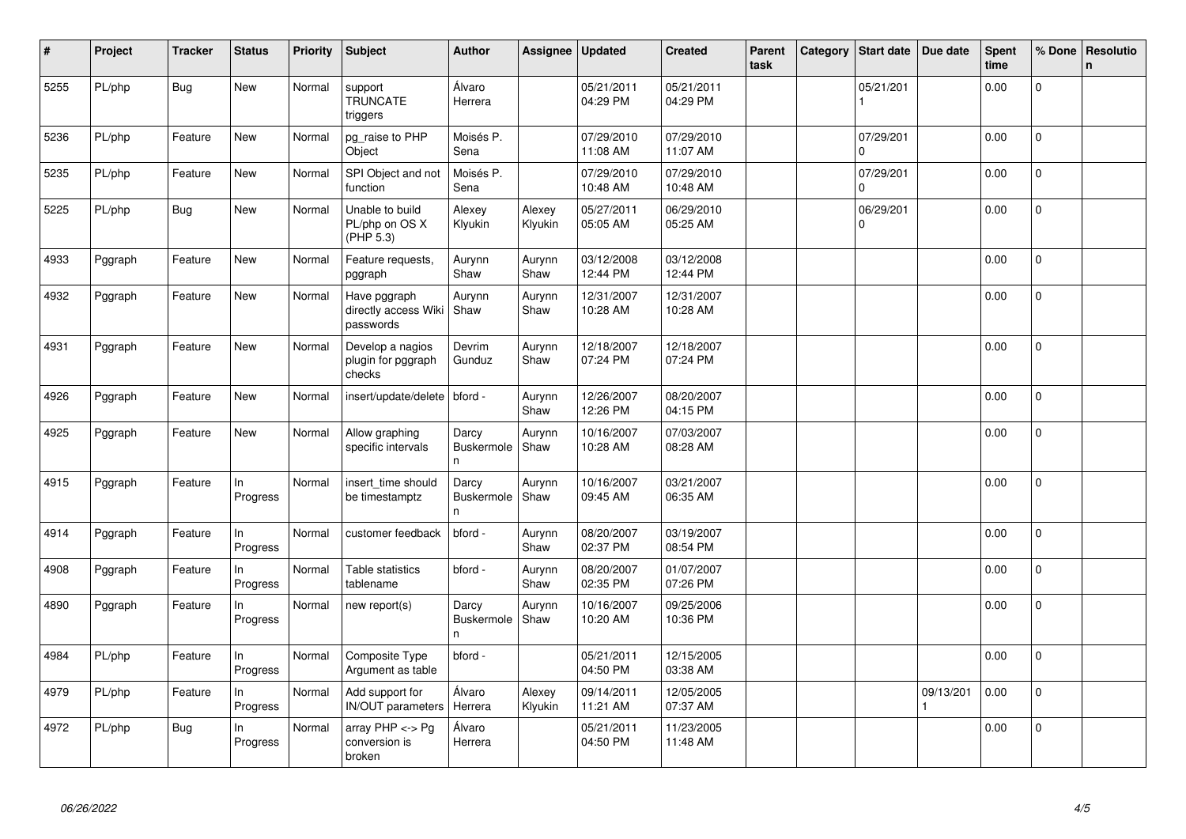| # | Project | Tracker | Status | Priority | Subject | Author | Assignee | Updated | Created | Parent task | Category | Start date | Due date | Spent time | % Done | Resolution |
|---|---|---|---|---|---|---|---|---|---|---|---|---|---|---|---|---|
| 5255 | PL/php | Bug | New | Normal | support TRUNCATE triggers | Álvaro Herrera | | 05/21/2011 04:29 PM | 05/21/2011 04:29 PM | | | 05/21/2011 | | 0.00 | 0 | |
| 5236 | PL/php | Feature | New | Normal | pg_raise to PHP Object | Moisés P. Sena | | 07/29/2010 11:08 AM | 07/29/2010 11:07 AM | | | 07/29/2010 | | 0.00 | 0 | |
| 5235 | PL/php | Feature | New | Normal | SPI Object and not function | Moisés P. Sena | | 07/29/2010 10:48 AM | 07/29/2010 10:48 AM | | | 07/29/2010 | | 0.00 | 0 | |
| 5225 | PL/php | Bug | New | Normal | Unable to build PL/php on OS X (PHP 5.3) | Alexey Klyukin | Alexey Klyukin | 05/27/2011 05:05 AM | 06/29/2010 05:25 AM | | | 06/29/2010 | | 0.00 | 0 | |
| 4933 | Pggraph | Feature | New | Normal | Feature requests, pggraph | Aurynn Shaw | Aurynn Shaw | 03/12/2008 12:44 PM | 03/12/2008 12:44 PM | | | | | 0.00 | 0 | |
| 4932 | Pggraph | Feature | New | Normal | Have pggraph directly access Wiki passwords | Aurynn Shaw | Aurynn Shaw | 12/31/2007 10:28 AM | 12/31/2007 10:28 AM | | | | | 0.00 | 0 | |
| 4931 | Pggraph | Feature | New | Normal | Develop a nagios plugin for pggraph checks | Devrim Gunduz | Aurynn Shaw | 12/18/2007 07:24 PM | 12/18/2007 07:24 PM | | | | | 0.00 | 0 | |
| 4926 | Pggraph | Feature | New | Normal | insert/update/delete | bford - | Aurynn Shaw | 12/26/2007 12:26 PM | 08/20/2007 04:15 PM | | | | | 0.00 | 0 | |
| 4925 | Pggraph | Feature | New | Normal | Allow graphing specific intervals | Darcy Buskermolen | Aurynn Shaw | 10/16/2007 10:28 AM | 07/03/2007 08:28 AM | | | | | 0.00 | 0 | |
| 4915 | Pggraph | Feature | In Progress | Normal | insert_time should be timestamptz | Darcy Buskermolen | Aurynn Shaw | 10/16/2007 09:45 AM | 03/21/2007 06:35 AM | | | | | 0.00 | 0 | |
| 4914 | Pggraph | Feature | In Progress | Normal | customer feedback | bford - | Aurynn Shaw | 08/20/2007 02:37 PM | 03/19/2007 08:54 PM | | | | | 0.00 | 0 | |
| 4908 | Pggraph | Feature | In Progress | Normal | Table statistics tablename | bford - | Aurynn Shaw | 08/20/2007 02:35 PM | 01/07/2007 07:26 PM | | | | | 0.00 | 0 | |
| 4890 | Pggraph | Feature | In Progress | Normal | new report(s) | Darcy Buskermolen | Aurynn Shaw | 10/16/2007 10:20 AM | 09/25/2006 10:36 PM | | | | | 0.00 | 0 | |
| 4984 | PL/php | Feature | In Progress | Normal | Composite Type Argument as table | bford - | | 05/21/2011 04:50 PM | 12/15/2005 03:38 AM | | | | | 0.00 | 0 | |
| 4979 | PL/php | Feature | In Progress | Normal | Add support for IN/OUT parameters | Álvaro Herrera | Alexey Klyukin | 09/14/2011 11:21 AM | 12/05/2005 07:37 AM | | | | 09/13/2011 | 0.00 | 0 | |
| 4972 | PL/php | Bug | In Progress | Normal | array PHP <-> Pg conversion is broken | Álvaro Herrera | | 05/21/2011 04:50 PM | 11/23/2005 11:48 AM | | | | | 0.00 | 0 | |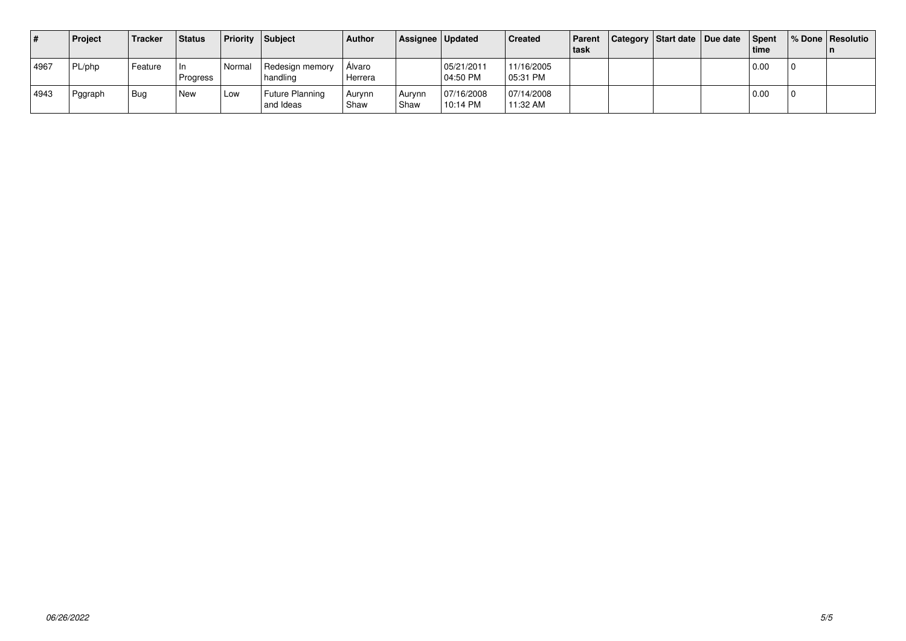| # | Project | Tracker | Status | Priority | Subject | Author | Assignee | Updated | Created | Parent task | Category | Start date | Due date | Spent time | % Done | Resolution |
|---|---|---|---|---|---|---|---|---|---|---|---|---|---|---|---|---|
| 4967 | PL/php | Feature | In Progress | Normal | Redesign memory handling | Álvaro Herrera | | 05/21/2011 04:50 PM | 11/16/2005 05:31 PM | | | | | 0.00 | 0 | |
| 4943 | Pggraph | Bug | New | Low | Future Planning and Ideas | Aurynn Shaw | Aurynn Shaw | 07/16/2008 10:14 PM | 07/14/2008 11:32 AM | | | | | 0.00 | 0 | |